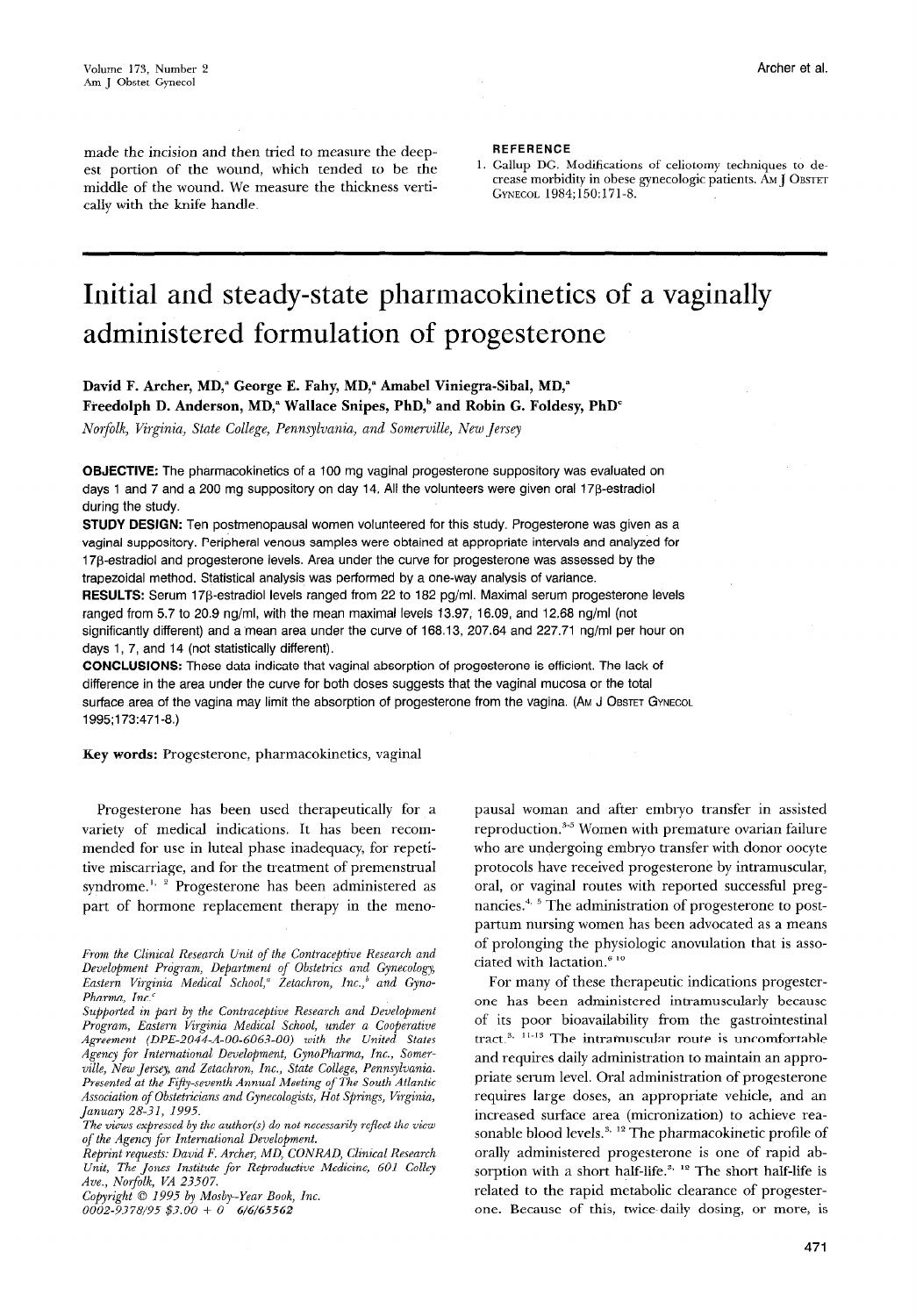made the incision and then tried to measure the deepest portion of the wound, which tended to be the middle of the wound. We measure the thickness vertically with the knife handle.

**REFERENCE**

1. Gallup DG. Modifications of celiotomy techniques to decrease morbidity in obese gynecologic patients. Am J Obstet Gynecol 1984;150:171-8.

# Initial and steady-state pharmacokinetics of a vaginally administered formulation of progesterone

**David F. Archer, MD,[a] George E. Fahy, MD,[a] Amabel Viniegra-Sibal, MD,[a] Freedolph D. Anderson, MD,[a] Wallace Snipes, PhD,[b] and Robin G. Foldesy, PhD[c]**

*Norfolk, Virginia, State College, Pennsylvania, and Somerville, New Jersey*

**OBJECTIVE:** The pharmacokinetics of a 100 mg vaginal progesterone suppository was evaluated on days 1 and 7 and a 200 mg suppository on day 14. All the volunteers were given oral 17β-estradiol during the study.

**STUDY DESIGN:** Ten postmenopausal women volunteered for this study. Progesterone was given as a vaginal suppository. Peripheral venous samples were obtained at appropriate intervals and analyzed for 17β-estradiol and progesterone levels. Area under the curve for progesterone was assessed by the trapezoidal method. Statistical analysis was performed by a one-way analysis of variance.

**RESULTS:** Serum 17β-estradiol levels ranged from 22 to 182 pg/ml. Maximal serum progesterone levels ranged from 5.7 to 20.9 ng/ml, with the mean maximal levels 13.97, 16.09, and 12.68 ng/ml (not significantly different) and a mean area under the curve of 168.13, 207.64 and 227.71 ng/ml per hour on days 1, 7, and 14 (not statistically different).

**CONCLUSIONS:** These data indicate that vaginal absorption of progesterone is efficient. The lack of difference in the area under the curve for both doses suggests that the vaginal mucosa or the total surface area of the vagina may limit the absorption of progesterone from the vagina. (Am J Obstet Gynecol 1995;173:471-8.)

**Key words:** Progesterone, pharmacokinetics, vaginal

Progesterone has been used therapeutically for a variety of medical indications. It has been recommended for use in luteal phase inadequacy, for repetitive miscarriage, and for the treatment of premenstrual syndrome.[1, 2] Progesterone has been administered as part of hormone replacement therapy in the menopausal woman and after embryo transfer in assisted reproduction.[3-5] Women with premature ovarian failure who are undergoing embryo transfer with donor oocyte protocols have received progesterone by intramuscular, oral, or vaginal routes with reported successful pregnancies.[4, 5] The administration of progesterone to postpartum nursing women has been advocated as a means of prolonging the physiologic anovulation that is associated with lactation.[6-10]

For many of these therapeutic indications progesterone has been administered intramuscularly because of its poor bioavailability from the gastrointestinal tract.[3, 11-13] The intramuscular route is uncomfortable and requires daily administration to maintain an appropriate serum level. Oral administration of progesterone requires large doses, an appropriate vehicle, and an increased surface area (micronization) to achieve reasonable blood levels.[3, 12] The pharmacokinetic profile of orally administered progesterone is one of rapid absorption with a short half-life.[3, 12] The short half-life is related to the rapid metabolic clearance of progesterone. Because of this, twice-daily dosing, or more, is

*From the Clinical Research Unit of the Contraceptive Research and Development Program, Department of Obstetrics and Gynecology, Eastern Virginia Medical School,[a] Zetachron, Inc.,[b] and GynoPharma, Inc.[c]*

*Supported in part by the Contraceptive Research and Development Program, Eastern Virginia Medical School, under a Cooperative Agreement (DPE-2044-A-00-6063-00) with the United States Agency for International Development, GynoPharma, Inc., Somerville, New Jersey, and Zetachron, Inc., State College, Pennsylvania.*

*Presented at the Fifty-seventh Annual Meeting of The South Atlantic Association of Obstetricians and Gynecologists, Hot Springs, Virginia, January 28-31, 1995.*

*The views expressed by the author(s) do not necessarily reflect the view of the Agency for International Development.*

*Reprint requests: David F. Archer, MD, CONRAD, Clinical Research Unit, The Jones Institute for Reproductive Medicine, 601 Colley Ave., Norfolk, VA 23507.*

*Copyright © 1995 by Mosby-Year Book, Inc.*

*0002-9378/95 $3.00 + 0 6/6/65562*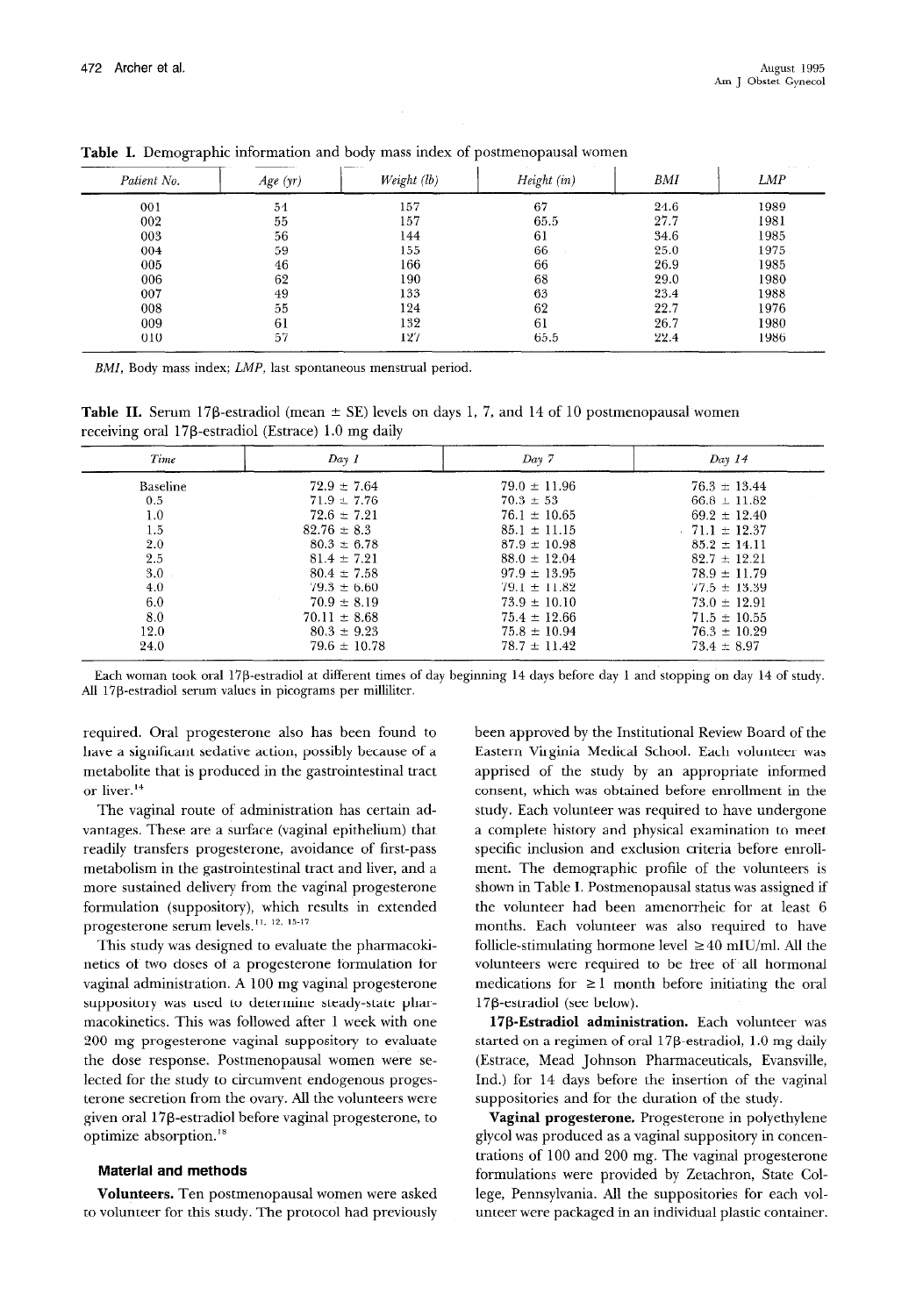**Table I.** Demographic information and body mass index of postmenopausal women

| Patient No. | Age (yr) | Weight (lb) | Height (in) | BMI | LMP |
|---|---|---|---|---|---|
| 001 | 54 | 157 | 67 | 24.6 | 1989 |
| 002 | 55 | 157 | 65.5 | 27.7 | 1981 |
| 003 | 56 | 144 | 61 | 34.6 | 1985 |
| 004 | 59 | 155 | 66 | 25.0 | 1975 |
| 005 | 46 | 166 | 66 | 26.9 | 1985 |
| 006 | 62 | 190 | 68 | 29.0 | 1980 |
| 007 | 49 | 133 | 63 | 23.4 | 1988 |
| 008 | 55 | 124 | 62 | 22.7 | 1976 |
| 009 | 61 | 132 | 61 | 26.7 | 1980 |
| 010 | 57 | 127 | 65.5 | 22.4 | 1986 |

*BMI*, Body mass index; *LMP*, last spontaneous menstrual period.

**Table II.** Serum 17β-estradiol (mean ± SE) levels on days 1, 7, and 14 of 10 postmenopausal women receiving oral 17β-estradiol (Estrace) 1.0 mg daily

| Time | Day 1 | Day 7 | Day 14 |
|---|---|---|---|
| Baseline | 72.9 ± 7.64 | 79.0 ± 11.96 | 76.3 ± 13.44 |
| 0.5 | 71.9 ± 7.76 | 70.3 ± 53 | 66.8 ± 11.82 |
| 1.0 | 72.6 ± 7.21 | 76.1 ± 10.65 | 69.2 ± 12.40 |
| 1.5 | 82.76 ± 8.3 | 85.1 ± 11.15 | 71.1 ± 12.37 |
| 2.0 | 80.3 ± 6.78 | 87.9 ± 10.98 | 85.2 ± 14.11 |
| 2.5 | 81.4 ± 7.21 | 88.0 ± 12.04 | 82.7 ± 12.21 |
| 3.0 | 80.4 ± 7.58 | 97.9 ± 13.95 | 78.9 ± 11.79 |
| 4.0 | 79.3 ± 6.60 | 79.1 ± 11.82 | 77.5 ± 13.39 |
| 6.0 | 70.9 ± 8.19 | 73.9 ± 10.10 | 73.0 ± 12.91 |
| 8.0 | 70.11 ± 8.68 | 75.4 ± 12.66 | 71.5 ± 10.55 |
| 12.0 | 80.3 ± 9.23 | 75.8 ± 10.94 | 76.3 ± 10.29 |
| 24.0 | 79.6 ± 10.78 | 78.7 ± 11.42 | 73.4 ± 8.97 |

Each woman took oral 17β-estradiol at different times of day beginning 14 days before day 1 and stopping on day 14 of study. All 17β-estradiol serum values in picograms per milliliter.

required. Oral progesterone also has been found to have a significant sedative action, possibly because of a metabolite that is produced in the gastrointestinal tract or liver.[14]

The vaginal route of administration has certain advantages. These are a surface (vaginal epithelium) that readily transfers progesterone, avoidance of first-pass metabolism in the gastrointestinal tract and liver, and a more sustained delivery from the vaginal progesterone formulation (suppository), which results in extended progesterone serum levels.[11, 12, 15-17]

This study was designed to evaluate the pharmacokinetics of two doses of a progesterone formulation for vaginal administration. A 100 mg vaginal progesterone suppository was used to determine steady-state pharmacokinetics. This was followed after 1 week with one 200 mg progesterone vaginal suppository to evaluate the dose response. Postmenopausal women were selected for the study to circumvent endogenous progesterone secretion from the ovary. All the volunteers were given oral 17β-estradiol before vaginal progesterone, to optimize absorption.[18]

## Material and methods

**Volunteers.** Ten postmenopausal women were asked to volunteer for this study. The protocol had previously been approved by the Institutional Review Board of the Eastern Virginia Medical School. Each volunteer was apprised of the study by an appropriate informed consent, which was obtained before enrollment in the study. Each volunteer was required to have undergone a complete history and physical examination to meet specific inclusion and exclusion criteria before enrollment. The demographic profile of the volunteers is shown in Table I. Postmenopausal status was assigned if the volunteer had been amenorrheic for at least 6 months. Each volunteer was also required to have follicle-stimulating hormone level ≥40 mIU/ml. All the volunteers were required to be free of all hormonal medications for ≥1 month before initiating the oral 17β-estradiol (see below).

**17β-Estradiol administration.** Each volunteer was started on a regimen of oral 17β-estradiol, 1.0 mg daily (Estrace, Mead Johnson Pharmaceuticals, Evansville, Ind.) for 14 days before the insertion of the vaginal suppositories and for the duration of the study.

**Vaginal progesterone.** Progesterone in polyethylene glycol was produced as a vaginal suppository in concentrations of 100 and 200 mg. The vaginal progesterone formulations were provided by Zetachron, State College, Pennsylvania. All the suppositories for each volunteer were packaged in an individual plastic container.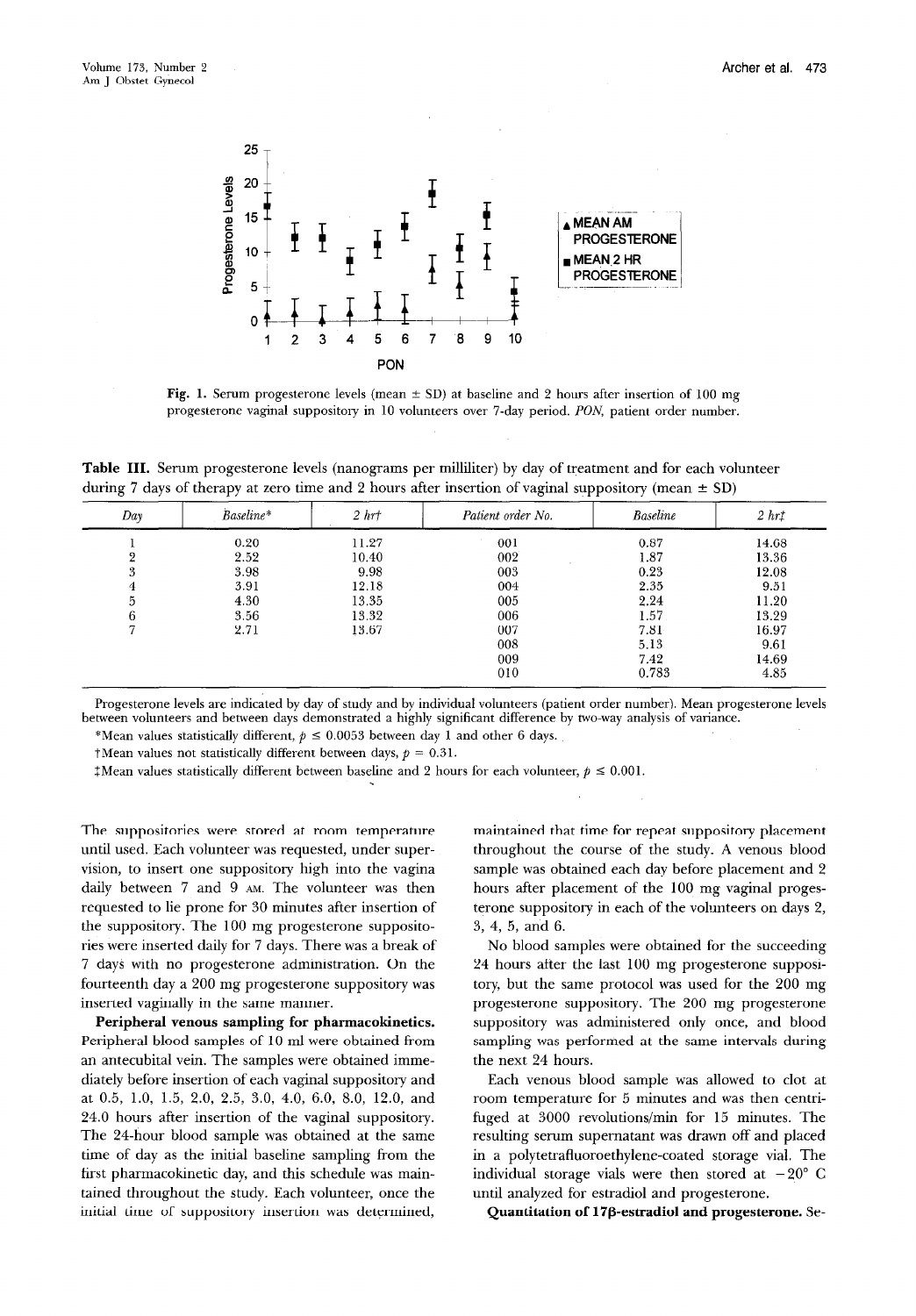**Fig. 1.** Serum progesterone levels (mean ± SD) at baseline and 2 hours after insertion of 100 mg progesterone vaginal suppository in 10 volunteers over 7-day period. *PON*, patient order number.

**Table III.** Serum progesterone levels (nanograms per milliliter) by day of treatment and for each volunteer during 7 days of therapy at zero time and 2 hours after insertion of vaginal suppository (mean ± SD)

| *Day* | *Baseline\** | *2 hr†* | *Patient order No.* | *Baseline* | *2 hr‡* |
|---|---|---|---|---|---|
| 1 | 0.20 | 11.27 | 001 | 0.87 | 14.68 |
| 2 | 2.52 | 10.40 | 002 | 1.87 | 13.36 |
| 3 | 3.98 | 9.98 | 003 | 0.23 | 12.08 |
| 4 | 3.91 | 12.18 | 004 | 2.35 | 9.51 |
| 5 | 4.30 | 13.35 | 005 | 2.24 | 11.20 |
| 6 | 3.56 | 13.32 | 006 | 1.57 | 13.29 |
| 7 | 2.71 | 13.67 | 007 | 7.81 | 16.97 |
| | | | 008 | 5.13 | 9.61 |
| | | | 009 | 7.42 | 14.69 |
| | | | 010 | 0.783 | 4.85 |

Progesterone levels are indicated by day of study and by individual volunteers (patient order number). Mean progesterone levels between volunteers and between days demonstrated a highly significant difference by two-way analysis of variance.

\*Mean values statistically different, $p \leq 0.0053$ between day 1 and other 6 days.

†Mean values not statistically different between days, $p = 0.31$.

‡Mean values statistically different between baseline and 2 hours for each volunteer, $p \leq 0.001$.

The suppositories were stored at room temperature until used. Each volunteer was requested, under supervision, to insert one suppository high into the vagina daily between 7 and 9 AM. The volunteer was then requested to lie prone for 30 minutes after insertion of the suppository. The 100 mg progesterone suppositories were inserted daily for 7 days. There was a break of 7 days with no progesterone administration. On the fourteenth day a 200 mg progesterone suppository was inserted vaginally in the same manner.

**Peripheral venous sampling for pharmacokinetics.** Peripheral blood samples of 10 ml were obtained from an antecubital vein. The samples were obtained immediately before insertion of each vaginal suppository and at 0.5, 1.0, 1.5, 2.0, 2.5, 3.0, 4.0, 6.0, 8.0, 12.0, and 24.0 hours after insertion of the vaginal suppository. The 24-hour blood sample was obtained at the same time of day as the initial baseline sampling from the first pharmacokinetic day, and this schedule was maintained throughout the study. Each volunteer, once the initial time of suppository insertion was determined, maintained that time for repeat suppository placement throughout the course of the study. A venous blood sample was obtained each day before placement and 2 hours after placement of the 100 mg vaginal progesterone suppository in each of the volunteers on days 2, 3, 4, 5, and 6.

No blood samples were obtained for the succeeding 24 hours after the last 100 mg progesterone suppository, but the same protocol was used for the 200 mg progesterone suppository. The 200 mg progesterone suppository was administered only once, and blood sampling was performed at the same intervals during the next 24 hours.

Each venous blood sample was allowed to clot at room temperature for 5 minutes and was then centrifuged at 3000 revolutions/min for 15 minutes. The resulting serum supernatant was drawn off and placed in a polytetrafluoroethylene-coated storage vial. The individual storage vials were then stored at −20° C until analyzed for estradiol and progesterone.

**Quantitation of 17β-estradiol and progesterone.** Se-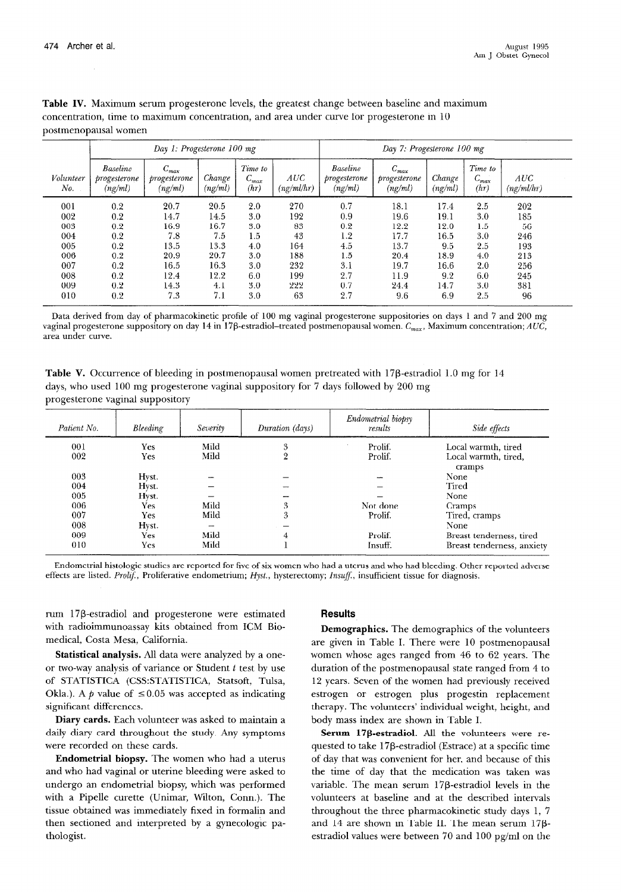**Table IV.** Maximum serum progesterone levels, the greatest change between baseline and maximum concentration, time to maximum concentration, and area under curve for progesterone in 10 postmenopausal women

| | Day 1: Progesterone 100 mg | | | | | Day 7: Progesterone 100 mg | | | | |
|---|---|---|---|---|---|---|---|---|---|---|
| Volunteer No. | Baseline progesterone (ng/ml) | $C_{max}$ progesterone (ng/ml) | Change (ng/ml) | Time to $C_{max}$ (hr) | AUC (ng/ml/hr) | Baseline progesterone (ng/ml) | $C_{max}$ progesterone (ng/ml) | Change (ng/ml) | Time to $C_{max}$ (hr) | AUC (ng/ml/hr) |
| 001 | 0.2 | 20.7 | 20.5 | 2.0 | 270 | 0.7 | 18.1 | 17.4 | 2.5 | 202 |
| 002 | 0.2 | 14.7 | 14.5 | 3.0 | 192 | 0.9 | 19.6 | 19.1 | 3.0 | 185 |
| 003 | 0.2 | 16.9 | 16.7 | 3.0 | 83 | 0.2 | 12.2 | 12.0 | 1.5 | 56 |
| 004 | 0.2 | 7.8 | 7.5 | 1.5 | 43 | 1.2 | 17.7 | 16.5 | 3.0 | 246 |
| 005 | 0.2 | 13.5 | 13.3 | 4.0 | 164 | 4.5 | 13.7 | 9.5 | 2.5 | 193 |
| 006 | 0.2 | 20.9 | 20.7 | 3.0 | 188 | 1.5 | 20.4 | 18.9 | 4.0 | 213 |
| 007 | 0.2 | 16.5 | 16.3 | 3.0 | 232 | 3.1 | 19.7 | 16.6 | 2.0 | 256 |
| 008 | 0.2 | 12.4 | 12.2 | 6.0 | 199 | 2.7 | 11.9 | 9.2 | 6.0 | 245 |
| 009 | 0.2 | 14.3 | 4.1 | 3.0 | 222 | 0.7 | 24.4 | 14.7 | 3.0 | 381 |
| 010 | 0.2 | 7.3 | 7.1 | 3.0 | 63 | 2.7 | 9.6 | 6.9 | 2.5 | 96 |

Data derived from day of pharmacokinetic profile of 100 mg vaginal progesterone suppositories on days 1 and 7 and 200 mg vaginal progesterone suppository on day 14 in 17β-estradiol–treated postmenopausal women. $C_{max}$, Maximum concentration; *AUC*, area under curve.

**Table V.** Occurrence of bleeding in postmenopausal women pretreated with 17β-estradiol 1.0 mg for 14 days, who used 100 mg progesterone vaginal suppository for 7 days followed by 200 mg progesterone vaginal suppository

| Patient No. | Bleeding | Severity | Duration (days) | Endometrial biopsy results | Side effects |
|---|---|---|---|---|---|
| 001 | Yes | Mild | 3 | Prolif. | Local warmth, tired |
| 002 | Yes | Mild | 2 | Prolif. | Local warmth, tired, cramps |
| 003 | Hyst. | — | — | — | None |
| 004 | Hyst. | — | — | — | Tired |
| 005 | Hyst. | — | — | — | None |
| 006 | Yes | Mild | 3 | Not done | Cramps |
| 007 | Yes | Mild | 3 | Prolif. | Tired, cramps |
| 008 | Hyst. | — | — | | None |
| 009 | Yes | Mild | 4 | Prolif. | Breast tenderness, tired |
| 010 | Yes | Mild | 1 | Insuff. | Breast tenderness, anxiety |

Endometrial histologic studies are reported for five of six women who had a uterus and who had bleeding. Other reported adverse effects are listed. *Prolif.*, Proliferative endometrium; *Hyst.*, hysterectomy; *Insuff.*, insufficient tissue for diagnosis.

rum 17β-estradiol and progesterone were estimated with radioimmunoassay kits obtained from ICM Biomedical, Costa Mesa, California.

**Statistical analysis.** All data were analyzed by a one- or two-way analysis of variance or Student *t* test by use of STATISTICA (CSS:STATISTICA, Statsoft, Tulsa, Okla.). A $p$ value of $\leq 0.05$ was accepted as indicating significant differences.

**Diary cards.** Each volunteer was asked to maintain a daily diary card throughout the study. Any symptoms were recorded on these cards.

**Endometrial biopsy.** The women who had a uterus and who had vaginal or uterine bleeding were asked to undergo an endometrial biopsy, which was performed with a Pipelle curette (Unimar, Wilton, Conn.). The tissue obtained was immediately fixed in formalin and then sectioned and interpreted by a gynecologic pathologist.

## Results

**Demographics.** The demographics of the volunteers are given in Table I. There were 10 postmenopausal women whose ages ranged from 46 to 62 years. The duration of the postmenopausal state ranged from 4 to 12 years. Seven of the women had previously received estrogen or estrogen plus progestin replacement therapy. The volunteers' individual weight, height, and body mass index are shown in Table I.

**Serum 17β-estradiol.** All the volunteers were requested to take 17β-estradiol (Estrace) at a specific time of day that was convenient for her, and because of this the time of day that the medication was taken was variable. The mean serum 17β-estradiol levels in the volunteers at baseline and at the described intervals throughout the three pharmacokinetic study days 1, 7 and 14 are shown in Table II. The mean serum 17β-estradiol values were between 70 and 100 pg/ml on the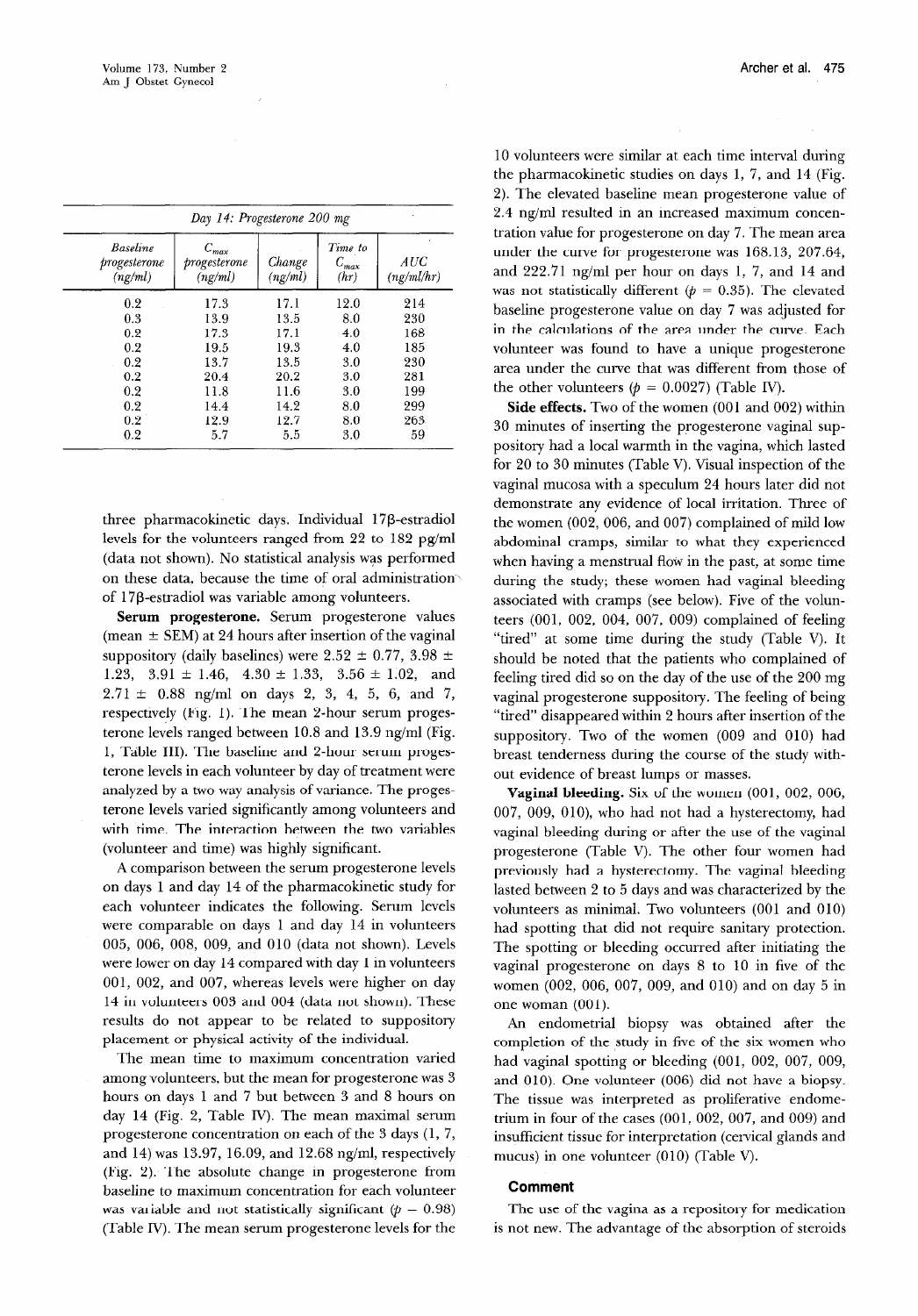| Day 14: Progesterone 200 mg | | | | |
|---|---|---|---|---|
| Baseline progesterone (ng/ml) | $C_{max}$ progesterone (ng/ml) | Change (ng/ml) | Time to $C_{max}$ (hr) | AUC (ng/ml/hr) |
| 0.2 | 17.3 | 17.1 | 12.0 | 214 |
| 0.3 | 13.9 | 13.5 | 8.0 | 230 |
| 0.2 | 17.3 | 17.1 | 4.0 | 168 |
| 0.2 | 19.5 | 19.3 | 4.0 | 185 |
| 0.2 | 13.7 | 13.5 | 3.0 | 230 |
| 0.2 | 20.4 | 20.2 | 3.0 | 281 |
| 0.2 | 11.8 | 11.6 | 3.0 | 199 |
| 0.2 | 14.4 | 14.2 | 8.0 | 299 |
| 0.2 | 12.9 | 12.7 | 8.0 | 263 |
| 0.2 | 5.7 | 5.5 | 3.0 | 59 |

three pharmacokinetic days. Individual 17β-estradiol levels for the volunteers ranged from 22 to 182 pg/ml (data not shown). No statistical analysis was performed on these data, because the time of oral administration of 17β-estradiol was variable among volunteers.

**Serum progesterone.** Serum progesterone values (mean ± SEM) at 24 hours after insertion of the vaginal suppository (daily baselines) were 2.52 ± 0.77, 3.98 ± 1.23, 3.91 ± 1.46, 4.30 ± 1.33, 3.56 ± 1.02, and 2.71 ± 0.88 ng/ml on days 2, 3, 4, 5, 6, and 7, respectively (Fig. 1). The mean 2-hour serum progesterone levels ranged between 10.8 and 13.9 ng/ml (Fig. 1, Table III). The baseline and 2-hour serum progesterone levels in each volunteer by day of treatment were analyzed by a two way analysis of variance. The progesterone levels varied significantly among volunteers and with time. The interaction between the two variables (volunteer and time) was highly significant.

A comparison between the serum progesterone levels on days 1 and day 14 of the pharmacokinetic study for each volunteer indicates the following. Serum levels were comparable on days 1 and day 14 in volunteers 005, 006, 008, 009, and 010 (data not shown). Levels were lower on day 14 compared with day 1 in volunteers 001, 002, and 007, whereas levels were higher on day 14 in volunteers 003 and 004 (data not shown). These results do not appear to be related to suppository placement or physical activity of the individual.

The mean time to maximum concentration varied among volunteers, but the mean for progesterone was 3 hours on days 1 and 7 but between 3 and 8 hours on day 14 (Fig. 2, Table IV). The mean maximal serum progesterone concentration on each of the 3 days (1, 7, and 14) was 13.97, 16.09, and 12.68 ng/ml, respectively (Fig. 2). The absolute change in progesterone from baseline to maximum concentration for each volunteer was variable and not statistically significant ($p = 0.98$) (Table IV). The mean serum progesterone levels for the 10 volunteers were similar at each time interval during the pharmacokinetic studies on days 1, 7, and 14 (Fig. 2). The elevated baseline mean progesterone value of 2.4 ng/ml resulted in an increased maximum concentration value for progesterone on day 7. The mean area under the curve for progesterone was 168.13, 207.64, and 222.71 ng/ml per hour on days 1, 7, and 14 and was not statistically different ($p = 0.35$). The elevated baseline progesterone value on day 7 was adjusted for in the calculations of the area under the curve. Each volunteer was found to have a unique progesterone area under the curve that was different from those of the other volunteers ($p = 0.0027$) (Table IV).

**Side effects.** Two of the women (001 and 002) within 30 minutes of inserting the progesterone vaginal suppository had a local warmth in the vagina, which lasted for 20 to 30 minutes (Table V). Visual inspection of the vaginal mucosa with a speculum 24 hours later did not demonstrate any evidence of local irritation. Three of the women (002, 006, and 007) complained of mild low abdominal cramps, similar to what they experienced when having a menstrual flow in the past, at some time during the study; these women had vaginal bleeding associated with cramps (see below). Five of the volunteers (001, 002, 004, 007, 009) complained of feeling "tired" at some time during the study (Table V). It should be noted that the patients who complained of feeling tired did so on the day of the use of the 200 mg vaginal progesterone suppository. The feeling of being "tired" disappeared within 2 hours after insertion of the suppository. Two of the women (009 and 010) had breast tenderness during the course of the study without evidence of breast lumps or masses.

**Vaginal bleeding.** Six of the women (001, 002, 006, 007, 009, 010), who had not had a hysterectomy, had vaginal bleeding during or after the use of the vaginal progesterone (Table V). The other four women had previously had a hysterectomy. The vaginal bleeding lasted between 2 to 5 days and was characterized by the volunteers as minimal. Two volunteers (001 and 010) had spotting that did not require sanitary protection. The spotting or bleeding occurred after initiating the vaginal progesterone on days 8 to 10 in five of the women (002, 006, 007, 009, and 010) and on day 5 in one woman (001).

An endometrial biopsy was obtained after the completion of the study in five of the six women who had vaginal spotting or bleeding (001, 002, 007, 009, and 010). One volunteer (006) did not have a biopsy. The tissue was interpreted as proliferative endometrium in four of the cases (001, 002, 007, and 009) and insufficient tissue for interpretation (cervical glands and mucus) in one volunteer (010) (Table V).

## Comment

The use of the vagina as a repository for medication is not new. The advantage of the absorption of steroids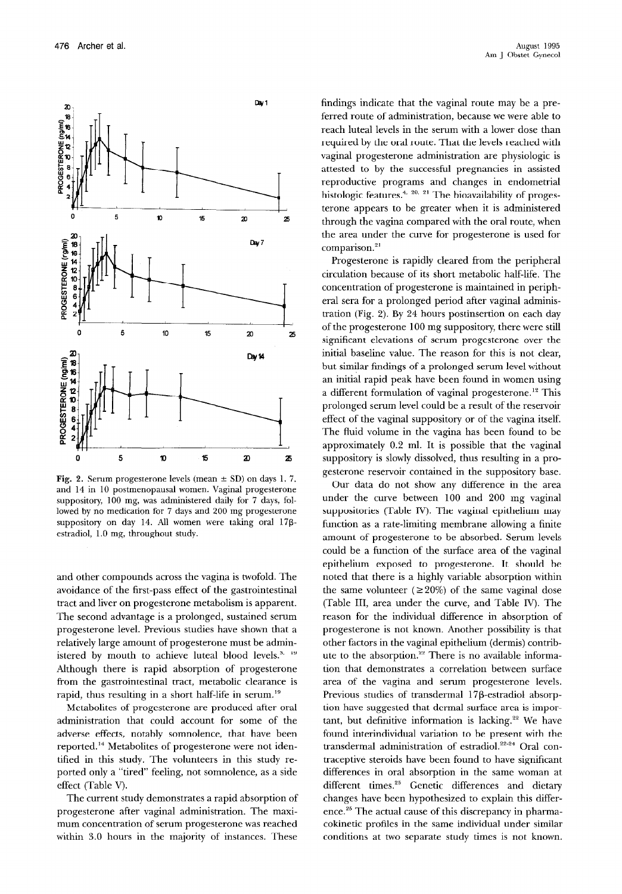Fig. 2. Serum progesterone levels (mean ± SD) on days 1, 7, and 14 in 10 postmenopausal women. Vaginal progesterone suppository, 100 mg, was administered daily for 7 days, followed by no medication for 7 days and 200 mg progesterone suppository on day 14. All women were taking oral 17β-estradiol, 1.0 mg, throughout study.

and other compounds across the vagina is twofold. The avoidance of the first-pass effect of the gastrointestinal tract and liver on progesterone metabolism is apparent. The second advantage is a prolonged, sustained serum progesterone level. Previous studies have shown that a relatively large amount of progesterone must be administered by mouth to achieve luteal blood levels.[3, 19] Although there is rapid absorption of progesterone from the gastrointestinal tract, metabolic clearance is rapid, thus resulting in a short half-life in serum.[19]

Metabolites of progesterone are produced after oral administration that could account for some of the adverse effects, notably somnolence, that have been reported.[14] Metabolites of progesterone were not identified in this study. The volunteers in this study reported only a "tired" feeling, not somnolence, as a side effect (Table V).

The current study demonstrates a rapid absorption of progesterone after vaginal administration. The maximum concentration of serum progesterone was reached within 3.0 hours in the majority of instances. These findings indicate that the vaginal route may be a preferred route of administration, because we were able to reach luteal levels in the serum with a lower dose than required by the oral route. That the levels reached with vaginal progesterone administration are physiologic is attested to by the successful pregnancies in assisted reproductive programs and changes in endometrial histologic features.[4, 20, 21] The bioavailability of progesterone appears to be greater when it is administered through the vagina compared with the oral route, when the area under the curve for progesterone is used for comparison.[21]

Progesterone is rapidly cleared from the peripheral circulation because of its short metabolic half-life. The concentration of progesterone is maintained in peripheral sera for a prolonged period after vaginal administration (Fig. 2). By 24 hours postinsertion on each day of the progesterone 100 mg suppository, there were still significant elevations of serum progesterone over the initial baseline value. The reason for this is not clear, but similar findings of a prolonged serum level without an initial rapid peak have been found in women using a different formulation of vaginal progesterone.[12] This prolonged serum level could be a result of the reservoir effect of the vaginal suppository or of the vagina itself. The fluid volume in the vagina has been found to be approximately 0.2 ml. It is possible that the vaginal suppository is slowly dissolved, thus resulting in a progesterone reservoir contained in the suppository base.

Our data do not show any difference in the area under the curve between 100 and 200 mg vaginal suppositories (Table IV). The vaginal epithelium may function as a rate-limiting membrane allowing a finite amount of progesterone to be absorbed. Serum levels could be a function of the surface area of the vaginal epithelium exposed to progesterone. It should be noted that there is a highly variable absorption within the same volunteer (≥20%) of the same vaginal dose (Table III, area under the curve, and Table IV). The reason for the individual difference in absorption of progesterone is not known. Another possibility is that other factors in the vaginal epithelium (dermis) contribute to the absorption.[22] There is no available information that demonstrates a correlation between surface area of the vagina and serum progesterone levels. Previous studies of transdermal 17β-estradiol absorption have suggested that dermal surface area is important, but definitive information is lacking.[22] We have found interindividual variation to be present with the transdermal administration of estradiol.[22-24] Oral contraceptive steroids have been found to have significant differences in oral absorption in the same woman at different times.[25] Genetic differences and dietary changes have been hypothesized to explain this difference.[25] The actual cause of this discrepancy in pharmacokinetic profiles in the same individual under similar conditions at two separate study times is not known.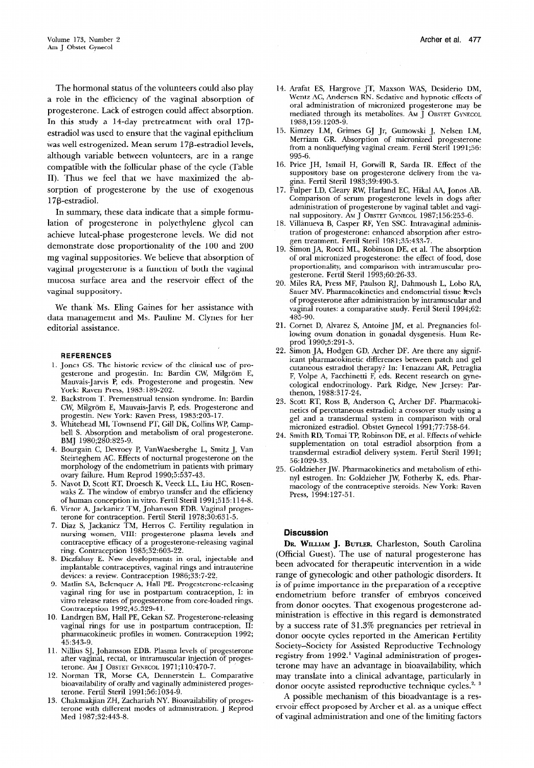The hormonal status of the volunteers could also play a role in the efficiency of the vaginal absorption of progesterone. Lack of estrogen could affect absorption. In this study a 14-day pretreatment with oral 17β-estradiol was used to ensure that the vaginal epithelium was well estrogenized. Mean serum 17β-estradiol levels, although variable between volunteers, are in a range compatible with the follicular phase of the cycle (Table II). Thus we feel that we have maximized the absorption of progesterone by the use of exogenous 17β-estradiol.

In summary, these data indicate that a simple formulation of progesterone in polyethylene glycol can achieve luteal-phase progesterone levels. We did not demonstrate dose proportionality of the 100 and 200 mg vaginal suppositories. We believe that absorption of vaginal progesterone is a function of both the vaginal mucosa surface area and the reservoir effect of the vaginal suppository.

We thank Ms. Eling Gaines for her assistance with data management and Ms. Pauline M. Clynes for her editorial assistance.

#### REFERENCES

1. Jones GS. The historic review of the clinical use of progesterone and progestin. In: Bardin CW, Milgröm E, Mauvais-Jarvis P, eds. Progesterone and progestin. New York: Raven Press, 1983:189-202.
2. Backstrom T. Premenstrual tension syndrome. In: Bardin CW, Milgröm E, Mauvais-Jarvis P, eds. Progesterone and progestin. New York: Raven Press, 1983:203-17.
3. Whitehead MI, Townsend PT, Gill DK, Collins WP, Campbell S. Absorption and metabolism of oral progesterone. BMJ 1980;280:825-9.
4. Bourgain C, Devroey P, VanWaesberghe L, Smitz J, Van Steirteghem AC. Effects of nocturnal progesterone on the morphology of the endometrium in patients with primary ovary failure. Hum Reprod 1990;5:537-43.
5. Navot D, Scott RT, Droesch K, Veeck LL, Liu HC, Rosenwaks Z. The window of embryo transfer and the efficiency of human conception in vitro. Fertil Steril 1991;515:114-8.
6. Victor A, Jackanicz TM, Johansson EDB. Vaginal progesterone for contraception. Fertil Steril 1978;30:631-5.
7. Diaz S, Jackanicz TM, Herros C. Fertility regulation in nursing women, VIII: progesterone plasma levels and contraceptive efficacy of a progesterone-releasing vaginal ring. Contraception 1985;32:603-22.
8. Diczfalusy E. New developments in oral, injectable and implantable contraceptives, vaginal rings and intrauterine devices: a review. Contraception 1986;33:7-22.
9. Matlin SA, Belenquer A, Hall PE. Progesterone-releasing vaginal ring for use in postpartum contraception, I: in vitro release rates of progesterone from core-loaded rings. Contraception 1992;45:329-41.
10. Landrgen BM, Hall PE, Cekan SZ. Progesterone-releasing vaginal rings for use in postpartum contraception, II: pharmacokinetic profiles in women. Contraception 1992; 45:343-9.
11. Nillius SJ, Johansson EDB. Plasma levels of progesterone after vaginal, rectal, or intramuscular injection of progesterone. AM J OBSTET GYNECOL 1971;110:470-7.
12. Norman TR, Morse CA, Dennerstein L. Comparative bioavailability of orally and vaginally administered progesterone. Fertil Steril 1991;56:1034-9.
13. Chakmakjian ZH, Zachariah NY. Bioavailability of progesterone with different modes of administration. J Reprod Med 1987;32:443-8.
14. Arafat ES, Hargrove JT, Maxson WAS, Desiderio DM, Wentz AC, Andersen RN. Sedative and hypnotic effects of oral administration of micronized progesterone may be mediated through its metabolites. AM J OBSTET GYNECOL 1988;159:1203-9.
15. Kimzey LM, Grimes GJ Jr, Gumowski J, Nelsen LM, Merriam GR. Absorption of micronized progesterone from a nonliquefying vaginal cream. Fertil Steril 1991;56: 995-6.
16. Price JH, Ismail H, Gorwill R, Sarda IR. Effect of the suppository base on progesterone delivery from the vagina. Fertil Steril 1983;39:490-3.
17. Fulper LD, Cleary RW, Harland EC, Hikal AA, Jonos AB. Comparison of serum progesterone levels in dogs after administration of progesterone by vaginal tablet and vaginal suppository. AM J OBSTET GYNECOL 1987;156:253-6.
18. Villanueva B, Casper RF, Yen SSC. Intravaginal administration of progesterone: enhanced absorption after estrogen treatment. Fertil Steril 1981;35:433-7.
19. Simon JA, Rocci ML, Robinson DE, et al. The absorption of oral micronized progesterone: the effect of food, dose proportionality, and comparison with intramuscular progesterone. Fertil Steril 1993;60:26-33.
20. Miles RA, Press MF, Paulson RJ, Dahmoush L, Lobo RA, Sauer MV. Pharmacokinetics and endometrial tissue levels of progesterone after administration by intramuscular and vaginal routes: a comparative study. Fertil Steril 1994;62: 485-90.
21. Cornet D, Alvarez S, Antoine JM, et al. Pregnancies following ovum donation in gonadal dysgenesis. Hum Reprod 1990;5:291-3.
22. Simon JA, Hodgen GD, Archer DF. Are there any significant pharmacokinetic differences between patch and gel cutaneous estradiol therapy? In: Tenazzani AR, Petraglia F, Volpe A, Facchinetti F, eds. Recent research on gynecological endocrinology. Park Ridge, New Jersey: Parthenon, 1988:317-24.
23. Scott RT, Ross B, Anderson C, Archer DF. Pharmacokinetics of percutaneous estradiol: a crossover study using a gel and a transdermal system in comparison with oral micronized estradiol. Obstet Gynecol 1991;77:758-64.
24. Smith RD, Tomai TP, Robinson DE, et al. Effects of vehicle supplementation on total estradiol absorption from a transdermal estradiol delivery system. Fertil Steril 1991; 56:1029-33.
25. Goldzieher JW. Pharmacokinetics and metabolism of ethinyl estrogen. In: Goldzieher JW, Fotherby K, eds. Pharmacology of the contraceptive steroids. New York: Raven Press, 1994:127-51.

## Discussion

**DR. WILLIAM J. BUTLER**, Charleston, South Carolina (Official Guest). The use of natural progesterone has been advocated for therapeutic intervention in a wide range of gynecologic and other pathologic disorders. It is of prime importance in the preparation of a receptive endometrium before transfer of embryos conceived from donor oocytes. That exogenous progesterone administration is effective in this regard is demonstrated by a success rate of 31.3% pregnancies per retrieval in donor oocyte cycles reported in the American Fertility Society–Society for Assisted Reproductive Technology registry from 1992.[1] Vaginal administration of progesterone may have an advantage in bioavailability, which may translate into a clinical advantage, particularly in donor oocyte assisted reproductive technique cycles.[2, 3]

A possible mechanism of this bioadvantage is a reservoir effect proposed by Archer et al. as a unique effect of vaginal administration and one of the limiting factors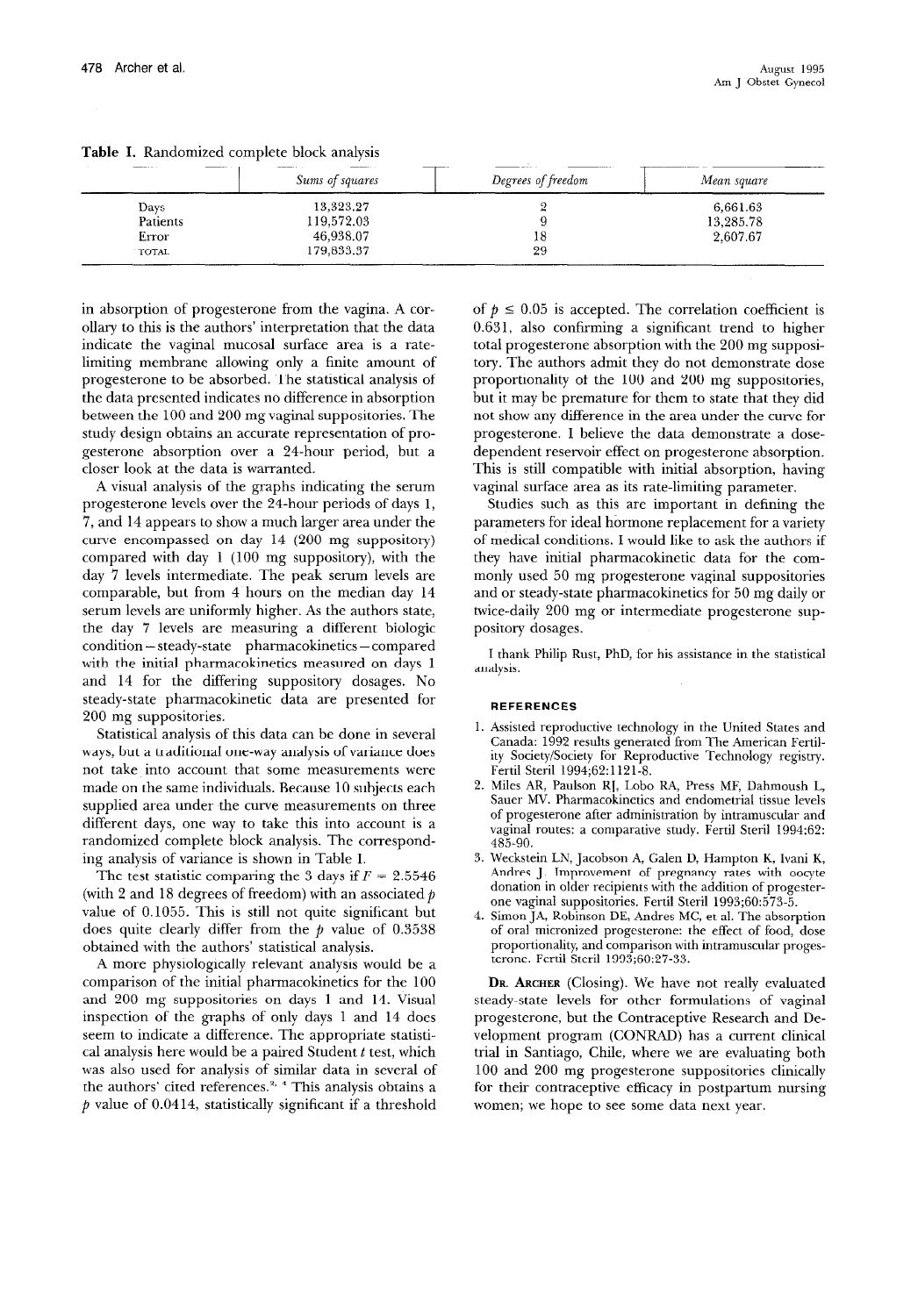**Table I.** Randomized complete block analysis

| | *Sums of squares* | *Degrees of freedom* | *Mean square* |
|---|---|---|---|
| Days | 13,323.27 | 2 | 6,661.63 |
| Patients | 119,572.03 | 9 | 13,285.78 |
| Error | 46,938.07 | 18 | 2,607.67 |
| TOTAL | 179,833.37 | 29 | |

in absorption of progesterone from the vagina. A corollary to this is the authors' interpretation that the data indicate the vaginal mucosal surface area is a rate-limiting membrane allowing only a finite amount of progesterone to be absorbed. The statistical analysis of the data presented indicates no difference in absorption between the 100 and 200 mg vaginal suppositories. The study design obtains an accurate representation of progesterone absorption over a 24-hour period, but a closer look at the data is warranted.

A visual analysis of the graphs indicating the serum progesterone levels over the 24-hour periods of days 1, 7, and 14 appears to show a much larger area under the curve encompassed on day 14 (200 mg suppository) compared with day 1 (100 mg suppository), with the day 7 levels intermediate. The peak serum levels are comparable, but from 4 hours on the median day 14 serum levels are uniformly higher. As the authors state, the day 7 levels are measuring a different biologic condition—steady-state pharmacokinetics—compared with the initial pharmacokinetics measured on days 1 and 14 for the differing suppository dosages. No steady-state pharmacokinetic data are presented for 200 mg suppositories.

Statistical analysis of this data can be done in several ways, but a traditional one-way analysis of variance does not take into account that some measurements were made on the same individuals. Because 10 subjects each supplied area under the curve measurements on three different days, one way to take this into account is a randomized complete block analysis. The corresponding analysis of variance is shown in Table I.

The test statistic comparing the 3 days if $F = 2.5546$ (with 2 and 18 degrees of freedom) with an associated $p$ value of 0.1055. This is still not quite significant but does quite clearly differ from the $p$ value of 0.3538 obtained with the authors' statistical analysis.

A more physiologically relevant analysis would be a comparison of the initial pharmacokinetics for the 100 and 200 mg suppositories on days 1 and 14. Visual inspection of the graphs of only days 1 and 14 does seem to indicate a difference. The appropriate statistical analysis here would be a paired Student $t$ test, which was also used for analysis of similar data in several of the authors' cited references.[2,4] This analysis obtains a $p$ value of 0.0414, statistically significant if a threshold of $p \leq 0.05$ is accepted. The correlation coefficient is 0.631, also confirming a significant trend to higher total progesterone absorption with the 200 mg suppository. The authors admit they do not demonstrate dose proportionality of the 100 and 200 mg suppositories, but it may be premature for them to state that they did not show any difference in the area under the curve for progesterone. I believe the data demonstrate a dose-dependent reservoir effect on progesterone absorption. This is still compatible with initial absorption, having vaginal surface area as its rate-limiting parameter.

Studies such as this are important in defining the parameters for ideal hormone replacement for a variety of medical conditions. I would like to ask the authors if they have initial pharmacokinetic data for the commonly used 50 mg progesterone vaginal suppositories and or steady-state pharmacokinetics for 50 mg daily or twice-daily 200 mg or intermediate progesterone suppository dosages.

I thank Philip Rust, PhD, for his assistance in the statistical analysis.

#### REFERENCES

1. Assisted reproductive technology in the United States and Canada: 1992 results generated from The American Fertility Society/Society for Reproductive Technology registry. Fertil Steril 1994;62:1121-8.
2. Miles AR, Paulson RJ, Lobo RA, Press MF, Dahmoush L, Sauer MV. Pharmacokinetics and endometrial tissue levels of progesterone after administration by intramuscular and vaginal routes: a comparative study. Fertil Steril 1994;62:485-90.
3. Weckstein LN, Jacobson A, Galen D, Hampton K, Ivani K, Andres J. Improvement of pregnancy rates with oocyte donation in older recipients with the addition of progesterone vaginal suppositories. Fertil Steril 1993;60:573-5.
4. Simon JA, Robinson DE, Andres MC, et al. The absorption of oral micronized progesterone: the effect of food, dose proportionality, and comparison with intramuscular progesterone. Fertil Steril 1993;60:27-33.

**DR. ARCHER** (Closing). We have not really evaluated steady-state levels for other formulations of vaginal progesterone, but the Contraceptive Research and Development program (CONRAD) has a current clinical trial in Santiago, Chile, where we are evaluating both 100 and 200 mg progesterone suppositories clinically for their contraceptive efficacy in postpartum nursing women; we hope to see some data next year.